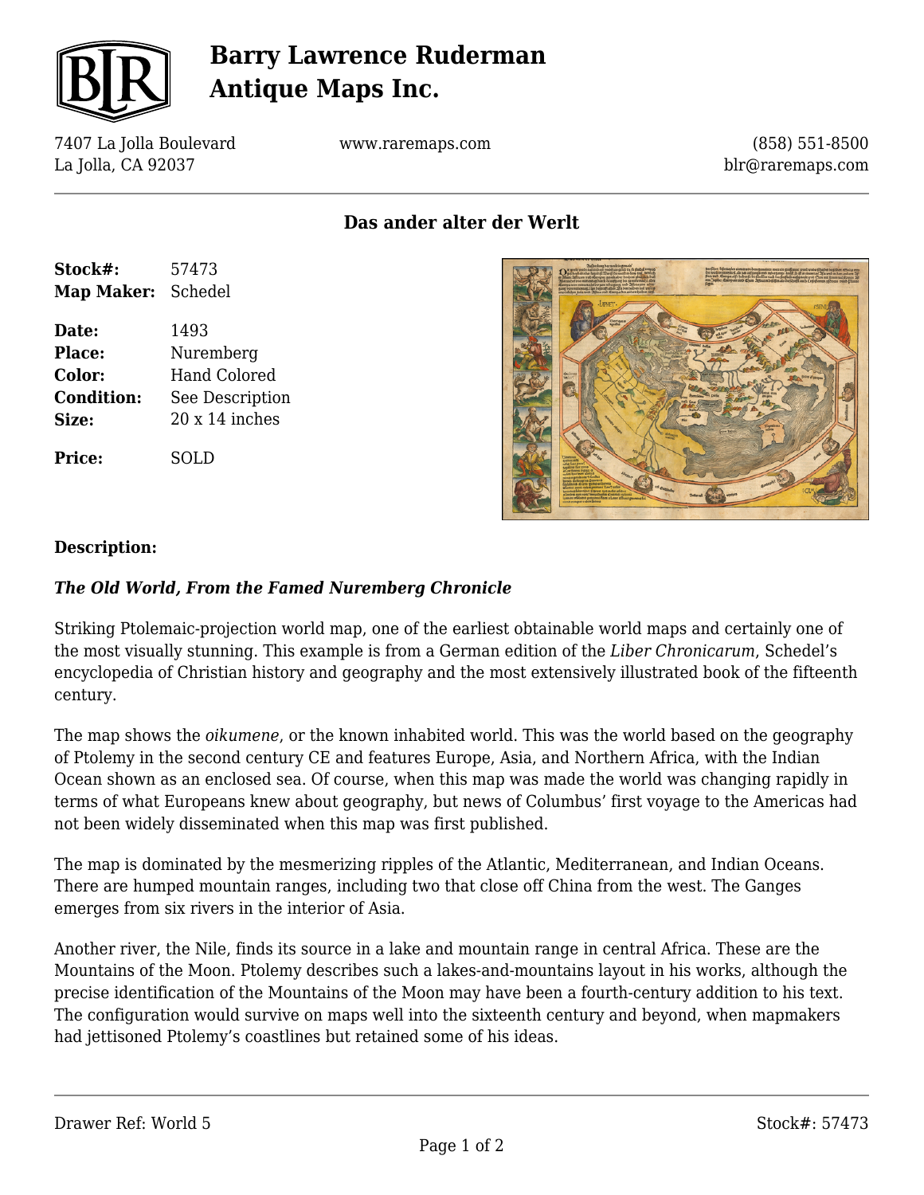# Barry Lawrence Ruderman Antique Maps Inc.

7407 La Jolla Boulevard
La Jolla, CA 92037

www.raremaps.com

(858) 551-8500
blr@raremaps.com

## Das ander alter der Werlt

| | |
|---|---|
| **Stock#:** | 57473 |
| **Map Maker:** | Schedel |
| **Date:** | 1493 |
| **Place:** | Nuremberg |
| **Color:** | Hand Colored |
| **Condition:** | See Description |
| **Size:** | 20 x 14 inches |
| **Price:** | SOLD |

### Description:

***The Old World, From the Famed Nuremberg Chronicle***

Striking Ptolemaic-projection world map, one of the earliest obtainable world maps and certainly one of the most visually stunning. This example is from a German edition of the *Liber Chronicarum*, Schedel's encyclopedia of Christian history and geography and the most extensively illustrated book of the fifteenth century.

The map shows the *oikumene*, or the known inhabited world. This was the world based on the geography of Ptolemy in the second century CE and features Europe, Asia, and Northern Africa, with the Indian Ocean shown as an enclosed sea. Of course, when this map was made the world was changing rapidly in terms of what Europeans knew about geography, but news of Columbus' first voyage to the Americas had not been widely disseminated when this map was first published.

The map is dominated by the mesmerizing ripples of the Atlantic, Mediterranean, and Indian Oceans. There are humped mountain ranges, including two that close off China from the west. The Ganges emerges from six rivers in the interior of Asia.

Another river, the Nile, finds its source in a lake and mountain range in central Africa. These are the Mountains of the Moon. Ptolemy describes such a lakes-and-mountains layout in his works, although the precise identification of the Mountains of the Moon may have been a fourth-century addition to his text. The configuration would survive on maps well into the sixteenth century and beyond, when mapmakers had jettisoned Ptolemy's coastlines but retained some of his ideas.

Drawer Ref: World 5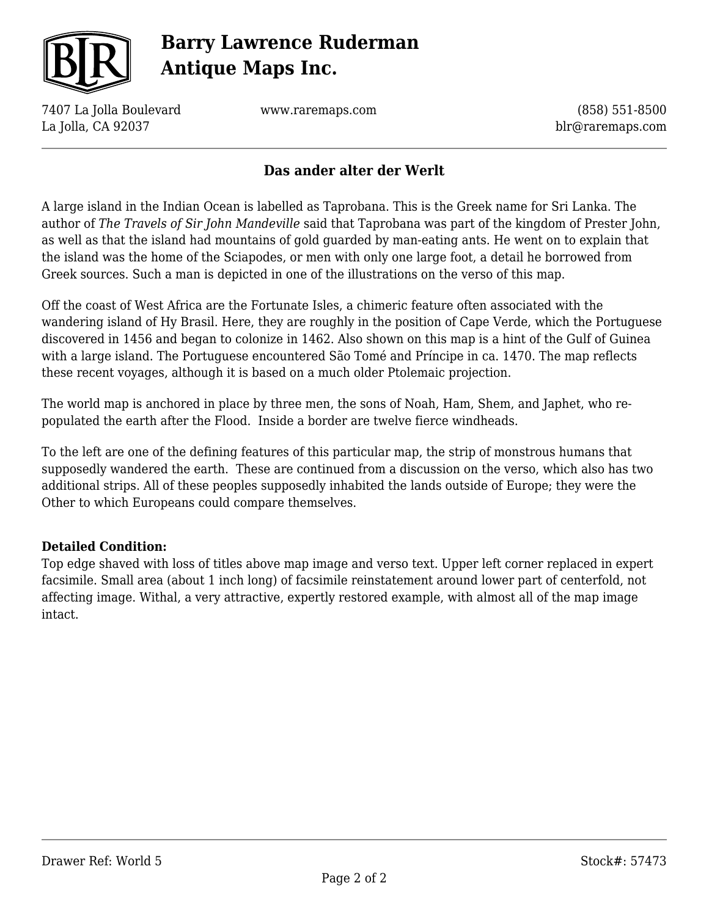## Das ander alter der Werlt

A large island in the Indian Ocean is labelled as Taprobana. This is the Greek name for Sri Lanka. The author of *The Travels of Sir John Mandeville* said that Taprobana was part of the kingdom of Prester John, as well as that the island had mountains of gold guarded by man-eating ants. He went on to explain that the island was the home of the Sciapodes, or men with only one large foot, a detail he borrowed from Greek sources. Such a man is depicted in one of the illustrations on the verso of this map.

Off the coast of West Africa are the Fortunate Isles, a chimeric feature often associated with the wandering island of Hy Brasil. Here, they are roughly in the position of Cape Verde, which the Portuguese discovered in 1456 and began to colonize in 1462. Also shown on this map is a hint of the Gulf of Guinea with a large island. The Portuguese encountered São Tomé and Príncipe in ca. 1470. The map reflects these recent voyages, although it is based on a much older Ptolemaic projection.

The world map is anchored in place by three men, the sons of Noah, Ham, Shem, and Japhet, who re-populated the earth after the Flood. Inside a border are twelve fierce windheads.

To the left are one of the defining features of this particular map, the strip of monstrous humans that supposedly wandered the earth. These are continued from a discussion on the verso, which also has two additional strips. All of these peoples supposedly inhabited the lands outside of Europe; they were the Other to which Europeans could compare themselves.

**Detailed Condition:**
Top edge shaved with loss of titles above map image and verso text. Upper left corner replaced in expert facsimile. Small area (about 1 inch long) of facsimile reinstatement around lower part of centerfold, not affecting image. Withal, a very attractive, expertly restored example, with almost all of the map image intact.